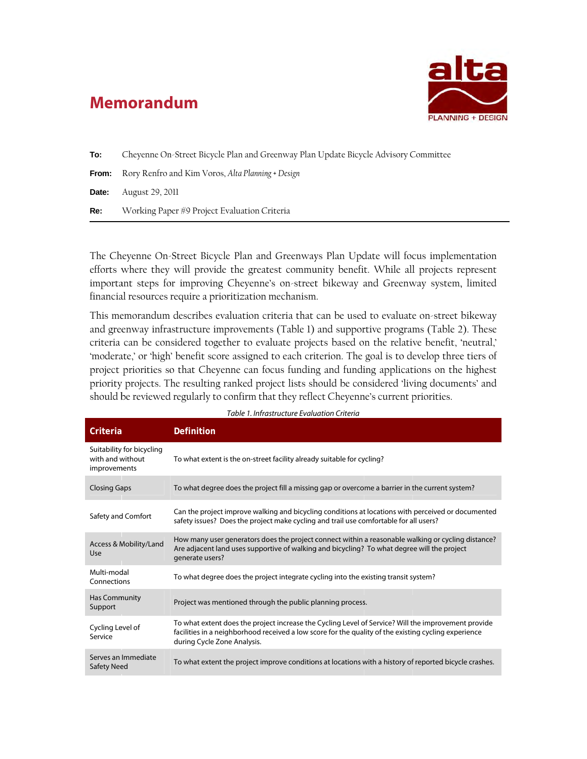# Memorandum

**To:** Cheyenne On-Street Bicycle Plan and Greenway Plan Update Bicycle Advisory Committee

**From:** Rory Renfro and Kim Voros, *Alta Planning + Design*

**Date:** August 29, 2011

**Re:** Working Paper #9 Project Evaluation Criteria

---

The Cheyenne On-Street Bicycle Plan and Greenways Plan Update will focus implementation efforts where they will provide the greatest community benefit. While all projects represent important steps for improving Cheyenne's on-street bikeway and Greenway system, limited financial resources require a prioritization mechanism.

This memorandum describes evaluation criteria that can be used to evaluate on-street bikeway and greenway infrastructure improvements (Table 1) and supportive programs (Table 2). These criteria can be considered together to evaluate projects based on the relative benefit, 'neutral,' 'moderate,' or 'high' benefit score assigned to each criterion. The goal is to develop three tiers of project priorities so that Cheyenne can focus funding and funding applications on the highest priority projects. The resulting ranked project lists should be considered 'living documents' and should be reviewed regularly to confirm that they reflect Cheyenne's current priorities.

*Table 1. Infrastructure Evaluation Criteria*

| Criteria | Definition |
|---|---|
| Suitability for bicycling with and without improvements | To what extent is the on-street facility already suitable for cycling? |
| Closing Gaps | To what degree does the project fill a missing gap or overcome a barrier in the current system? |
| Safety and Comfort | Can the project improve walking and bicycling conditions at locations with perceived or documented safety issues? Does the project make cycling and trail use comfortable for all users? |
| Access & Mobility/Land Use | How many user generators does the project connect within a reasonable walking or cycling distance? Are adjacent land uses supportive of walking and bicycling? To what degree will the project generate users? |
| Multi-modal Connections | To what degree does the project integrate cycling into the existing transit system? |
| Has Community Support | Project was mentioned through the public planning process. |
| Cycling Level of Service | To what extent does the project increase the Cycling Level of Service? Will the improvement provide facilities in a neighborhood received a low score for the quality of the existing cycling experience during Cycle Zone Analysis. |
| Serves an Immediate Safety Need | To what extent the project improve conditions at locations with a history of reported bicycle crashes. |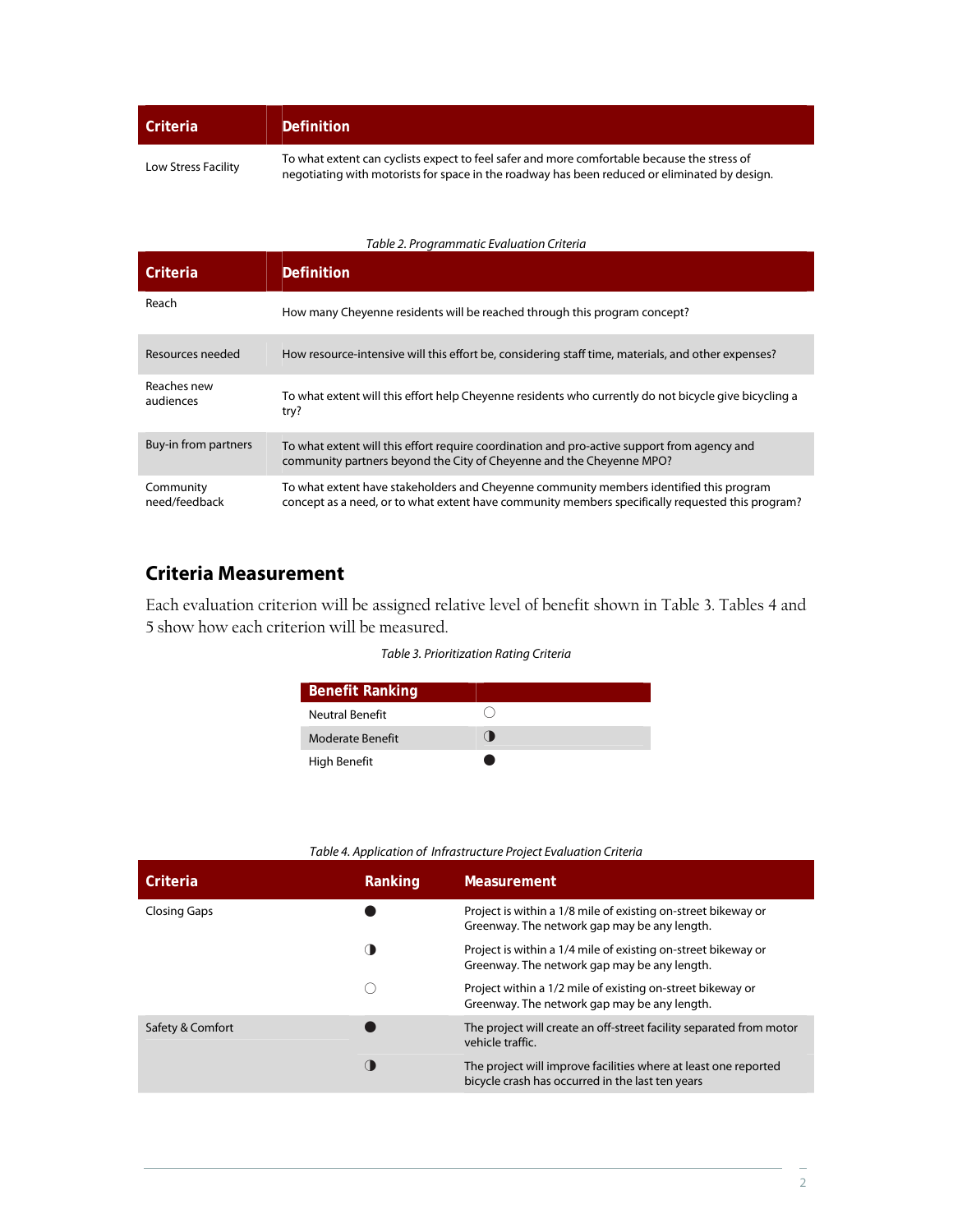| Criteria | Definition |
|---|---|
| Low Stress Facility | To what extent can cyclists expect to feel safer and more comfortable because the stress of negotiating with motorists for space in the roadway has been reduced or eliminated by design. |

*Table 2. Programmatic Evaluation Criteria*

| Criteria | Definition |
|---|---|
| Reach | How many Cheyenne residents will be reached through this program concept? |
| Resources needed | How resource-intensive will this effort be, considering staff time, materials, and other expenses? |
| Reaches new audiences | To what extent will this effort help Cheyenne residents who currently do not bicycle give bicycling a try? |
| Buy-in from partners | To what extent will this effort require coordination and pro-active support from agency and community partners beyond the City of Cheyenne and the Cheyenne MPO? |
| Community need/feedback | To what extent have stakeholders and Cheyenne community members identified this program concept as a need, or to what extent have community members specifically requested this program? |

## Criteria Measurement

Each evaluation criterion will be assigned relative level of benefit shown in Table 3. Tables 4 and 5 show how each criterion will be measured.

*Table 3. Prioritization Rating Criteria*

| Benefit Ranking | |
|---|---|
| Neutral Benefit | ○ |
| Moderate Benefit | ◑ |
| High Benefit | ● |

*Table 4. Application of Infrastructure Project Evaluation Criteria*

| Criteria | Ranking | Measurement |
|---|---|---|
| Closing Gaps | ● | Project is within a 1/8 mile of existing on-street bikeway or Greenway. The network gap may be any length. |
| | ◑ | Project is within a 1/4 mile of existing on-street bikeway or Greenway. The network gap may be any length. |
| | ○ | Project within a 1/2 mile of existing on-street bikeway or Greenway. The network gap may be any length. |
| Safety & Comfort | ● | The project will create an off-street facility separated from motor vehicle traffic. |
| | ◑ | The project will improve facilities where at least one reported bicycle crash has occurred in the last ten years |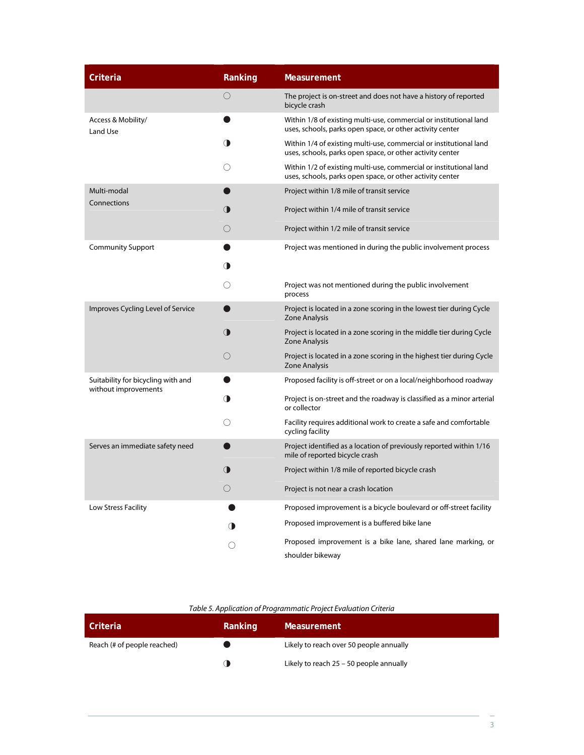| Criteria | Ranking | Measurement |
|---|---|---|
| | ○ | The project is on-street and does not have a history of reported bicycle crash |
| Access & Mobility/ Land Use | ● | Within 1/8 of existing multi-use, commercial or institutional land uses, schools, parks open space, or other activity center |
| | ◑ | Within 1/4 of existing multi-use, commercial or institutional land uses, schools, parks open space, or other activity center |
| | ○ | Within 1/2 of existing multi-use, commercial or institutional land uses, schools, parks open space, or other activity center |
| Multi-modal Connections | ● | Project within 1/8 mile of transit service |
| | ◑ | Project within 1/4 mile of transit service |
| | ○ | Project within 1/2 mile of transit service |
| Community Support | ● | Project was mentioned in during the public involvement process |
| | ◑ | |
| | ○ | Project was not mentioned during the public involvement process |
| Improves Cycling Level of Service | ● | Project is located in a zone scoring in the lowest tier during Cycle Zone Analysis |
| | ◑ | Project is located in a zone scoring in the middle tier during Cycle Zone Analysis |
| | ○ | Project is located in a zone scoring in the highest tier during Cycle Zone Analysis |
| Suitability for bicycling with and without improvements | ● | Proposed facility is off-street or on a local/neighborhood roadway |
| | ◑ | Project is on-street and the roadway is classified as a minor arterial or collector |
| | ○ | Facility requires additional work to create a safe and comfortable cycling facility |
| Serves an immediate safety need | ● | Project identified as a location of previously reported within 1/16 mile of reported bicycle crash |
| | ◑ | Project within 1/8 mile of reported bicycle crash |
| | ○ | Project is not near a crash location |
| Low Stress Facility | ● | Proposed improvement is a bicycle boulevard or off-street facility |
| | ◑ | Proposed improvement is a buffered bike lane |
| | ○ | Proposed improvement is a bike lane, shared lane marking, or shoulder bikeway |

*Table 5. Application of Programmatic Project Evaluation Criteria*

| Criteria | Ranking | Measurement |
|---|---|---|
| Reach (# of people reached) | ● | Likely to reach over 50 people annually |
| | ◑ | Likely to reach 25 – 50 people annually |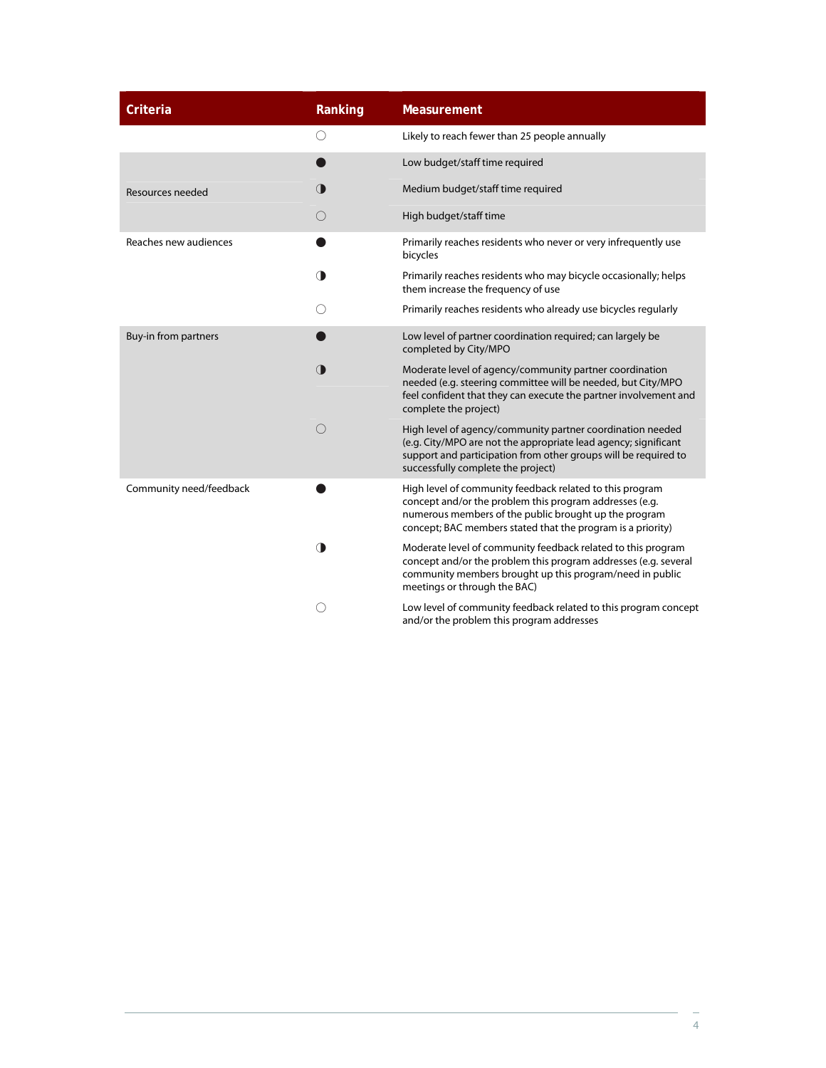| Criteria | Ranking | Measurement |
|---|---|---|
| | ○ | Likely to reach fewer than 25 people annually |
| Resources needed | ● | Low budget/staff time required |
| | ◑ | Medium budget/staff time required |
| | ○ | High budget/staff time |
| Reaches new audiences | ● | Primarily reaches residents who never or very infrequently use bicycles |
| | ◑ | Primarily reaches residents who may bicycle occasionally; helps them increase the frequency of use |
| | ○ | Primarily reaches residents who already use bicycles regularly |
| Buy-in from partners | ● | Low level of partner coordination required; can largely be completed by City/MPO |
| | ◑ | Moderate level of agency/community partner coordination needed (e.g. steering committee will be needed, but City/MPO feel confident that they can execute the partner involvement and complete the project) |
| | ○ | High level of agency/community partner coordination needed (e.g. City/MPO are not the appropriate lead agency; significant support and participation from other groups will be required to successfully complete the project) |
| Community need/feedback | ● | High level of community feedback related to this program concept and/or the problem this program addresses (e.g. numerous members of the public brought up the program concept; BAC members stated that the program is a priority) |
| | ◑ | Moderate level of community feedback related to this program concept and/or the problem this program addresses (e.g. several community members brought up this program/need in public meetings or through the BAC) |
| | ○ | Low level of community feedback related to this program concept and/or the problem this program addresses |